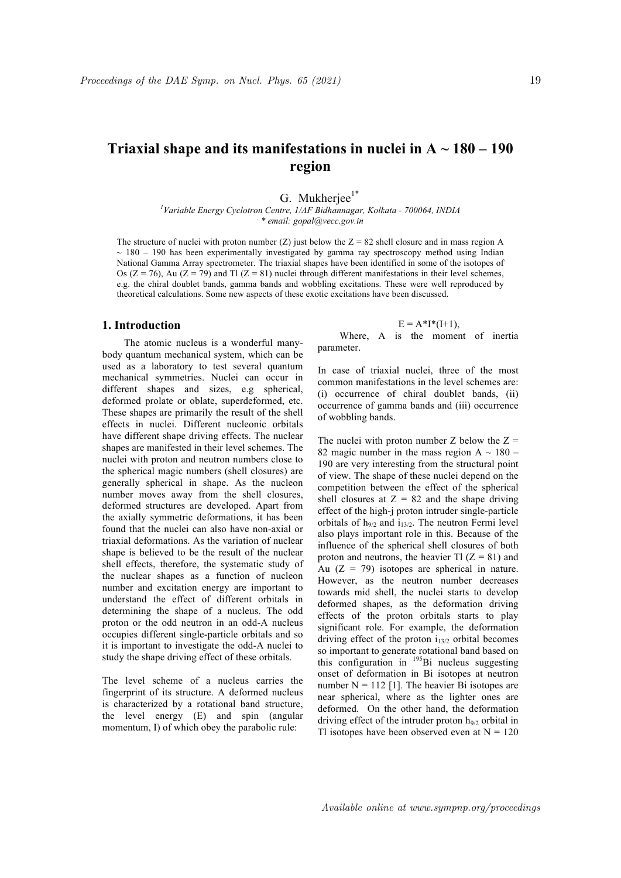// Running header (Proceedings line, page 19) and footer URL omitted per rules.
# Triaxial shape and its manifestations in nuclei in A ~ 180 – 190 region

G. Mukherjee[1*]

[1]Variable Energy Cyclotron Centre, 1/AF Bidhannagar, Kolkata - 700064, INDIA
* email: gopal@vecc.gov.in

The structure of nuclei with proton number (Z) just below the Z = 82 shell closure and in mass region A ~ 180 – 190 has been experimentally investigated by gamma ray spectroscopy method using Indian National Gamma Array spectrometer. The triaxial shapes have been identified in some of the isotopes of Os (Z = 76), Au (Z = 79) and Tl (Z = 81) nuclei through different manifestations in their level schemes, e.g. the chiral doublet bands, gamma bands and wobbling excitations. These were well reproduced by theoretical calculations. Some new aspects of these exotic excitations have been discussed.

## 1. Introduction

The atomic nucleus is a wonderful many-body quantum mechanical system, which can be used as a laboratory to test several quantum mechanical symmetries. Nuclei can occur in different shapes and sizes, e.g spherical, deformed prolate or oblate, superdeformed, etc. These shapes are primarily the result of the shell effects in nuclei. Different nucleonic orbitals have different shape driving effects. The nuclear shapes are manifested in their level schemes. The nuclei with proton and neutron numbers close to the spherical magic numbers (shell closures) are generally spherical in shape. As the nucleon number moves away from the shell closures, deformed structures are developed. Apart from the axially symmetric deformations, it has been found that the nuclei can also have non-axial or triaxial deformations. As the variation of nuclear shape is believed to be the result of the nuclear shell effects, therefore, the systematic study of the nuclear shapes as a function of nucleon number and excitation energy are important to understand the effect of different orbitals in determining the shape of a nucleus. The odd proton or the odd neutron in an odd-A nucleus occupies different single-particle orbitals and so it is important to investigate the odd-A nuclei to study the shape driving effect of these orbitals.

The level scheme of a nucleus carries the fingerprint of its structure. A deformed nucleus is characterized by a rotational band structure, the level energy (E) and spin (angular momentum, I) of which obey the parabolic rule:

$$E = A*I*(I+1),$$

Where, A is the moment of inertia parameter.

In case of triaxial nuclei, three of the most common manifestations in the level schemes are: (i) occurrence of chiral doublet bands, (ii) occurrence of gamma bands and (iii) occurrence of wobbling bands.

The nuclei with proton number Z below the Z = 82 magic number in the mass region A ~ 180 – 190 are very interesting from the structural point of view. The shape of these nuclei depend on the competition between the effect of the spherical shell closures at Z = 82 and the shape driving effect of the high-j proton intruder single-particle orbitals of $h_{9/2}$ and $i_{13/2}$. The neutron Fermi level also plays important role in this. Because of the influence of the spherical shell closures of both proton and neutrons, the heavier Tl (Z = 81) and Au (Z = 79) isotopes are spherical in nature. However, as the neutron number decreases towards mid shell, the nuclei starts to develop deformed shapes, as the deformation driving effects of the proton orbitals starts to play significant role. For example, the deformation driving effect of the proton $i_{13/2}$ orbital becomes so important to generate rotational band based on this configuration in $^{195}$Bi nucleus suggesting onset of deformation in Bi isotopes at neutron number N = 112 [1]. The heavier Bi isotopes are near spherical, where as the lighter ones are deformed. On the other hand, the deformation driving effect of the intruder proton $h_{9/2}$ orbital in Tl isotopes have been observed even at N = 120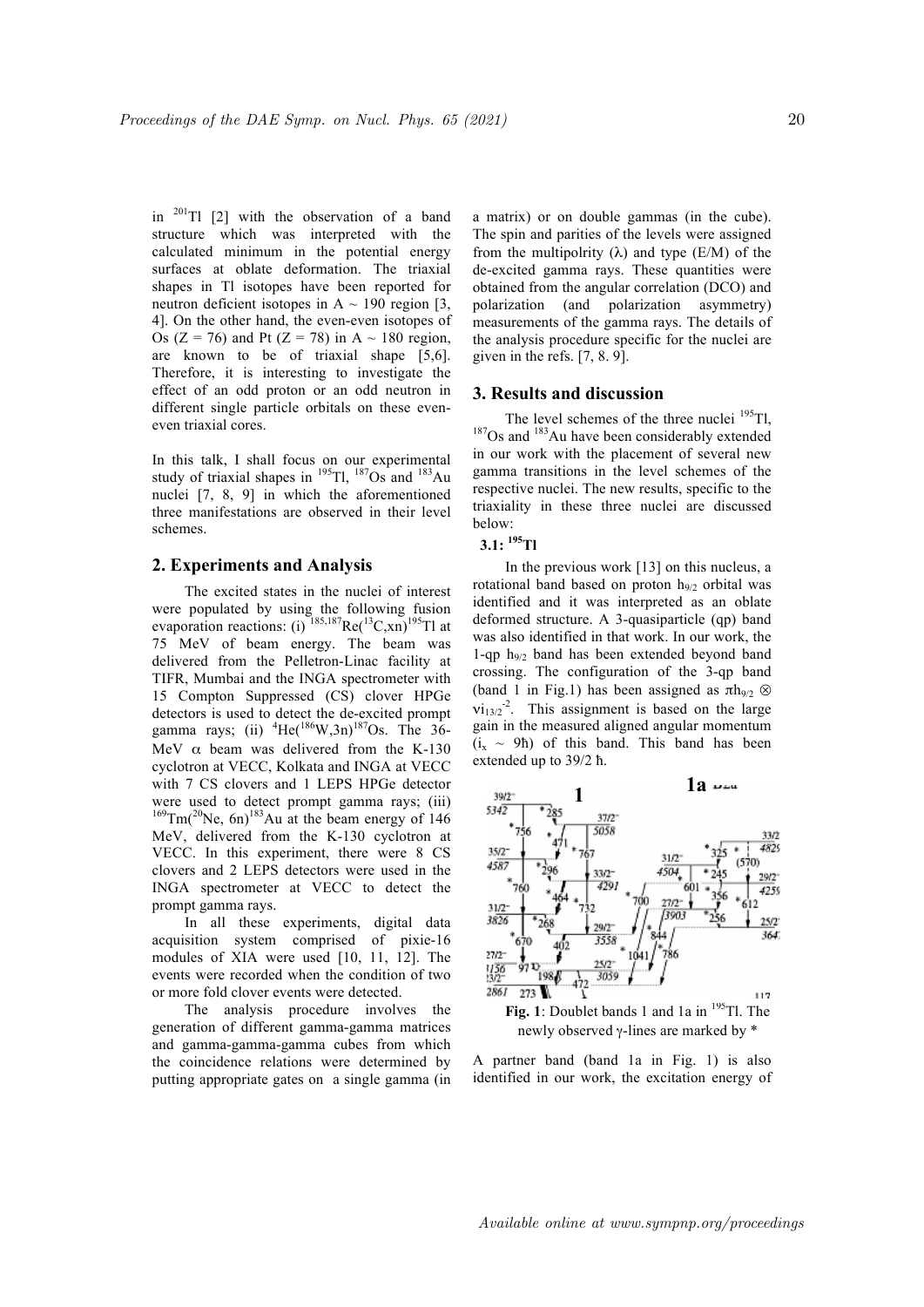in $^{201}$Tl [2] with the observation of a band structure which was interpreted with the calculated minimum in the potential energy surfaces at oblate deformation. The triaxial shapes in Tl isotopes have been reported for neutron deficient isotopes in A ~ 190 region [3, 4]. On the other hand, the even-even isotopes of Os (Z = 76) and Pt (Z = 78) in A ~ 180 region, are known to be of triaxial shape [5,6]. Therefore, it is interesting to investigate the effect of an odd proton or an odd neutron in different single particle orbitals on these even-even triaxial cores.

In this talk, I shall focus on our experimental study of triaxial shapes in $^{195}$Tl, $^{187}$Os and $^{183}$Au nuclei [7, 8, 9] in which the aforementioned three manifestations are observed in their level schemes.

## 2. Experiments and Analysis

The excited states in the nuclei of interest were populated by using the following fusion evaporation reactions: (i) $^{185,187}$Re($^{13}$C,xn)$^{195}$Tl at 75 MeV of beam energy. The beam was delivered from the Pelletron-Linac facility at TIFR, Mumbai and the INGA spectrometer with 15 Compton Suppressed (CS) clover HPGe detectors is used to detect the de-excited prompt gamma rays; (ii) $^{4}$He($^{186}$W,3n)$^{187}$Os. The 36-MeV α beam was delivered from the K-130 cyclotron at VECC, Kolkata and INGA at VECC with 7 CS clovers and 1 LEPS HPGe detector were used to detect prompt gamma rays; (iii) $^{169}$Tm($^{20}$Ne, 6n)$^{183}$Au at the beam energy of 146 MeV, delivered from the K-130 cyclotron at VECC. In this experiment, there were 8 CS clovers and 2 LEPS detectors were used in the INGA spectrometer at VECC to detect the prompt gamma rays.

In all these experiments, digital data acquisition system comprised of pixie-16 modules of XIA were used [10, 11, 12]. The events were recorded when the condition of two or more fold clover events were detected.

The analysis procedure involves the generation of different gamma-gamma matrices and gamma-gamma-gamma cubes from which the coincidence relations were determined by putting appropriate gates on a single gamma (in a matrix) or on double gammas (in the cube). The spin and parities of the levels were assigned from the multipolrity (λ) and type (E/M) of the de-excited gamma rays. These quantities were obtained from the angular correlation (DCO) and polarization (and polarization asymmetry) measurements of the gamma rays. The details of the analysis procedure specific for the nuclei are given in the refs. [7, 8. 9].

## 3. Results and discussion

The level schemes of the three nuclei $^{195}$Tl, $^{187}$Os and $^{183}$Au have been considerably extended in our work with the placement of several new gamma transitions in the level schemes of the respective nuclei. The new results, specific to the triaxiality in these three nuclei are discussed below:

### 3.1: $^{195}$Tl

In the previous work [13] on this nucleus, a rotational band based on proton $h_{9/2}$ orbital was identified and it was interpreted as an oblate deformed structure. A 3-quasiparticle (qp) band was also identified in that work. In our work, the 1-qp $h_{9/2}$ band has been extended beyond band crossing. The configuration of the 3-qp band (band 1 in Fig.1) has been assigned as $\pi h_{9/2} \otimes \nu i_{13/2}^{-2}$. This assignment is based on the large gain in the measured aligned angular momentum ($i_x$ ~ 9ħ) of this band. This band has been extended up to 39/2 ħ.

1
1a
39/2⁻ 5342
285
756
37/2⁻ 5058
471
767
35/2⁻ 4587
296
33/2⁻ 4291
760
464
732
700
31/2⁻ 4504
325
(570)
245
601
356
612
33/2 4825
29/2⁻ 4259
27/2⁻ 3903
256
25/2 3647
31/2⁻ 3826
268
29/2⁻ 3558
844
670
402
1041
786
27/2⁻ 3156
97
198
25/2⁻ 3059
472
23/2⁻ 2861
273

**Fig. 1**: Doublet bands 1 and 1a in $^{195}$Tl. The newly observed γ-lines are marked by *

A partner band (band 1a in Fig. 1) is also identified in our work, the excitation energy of